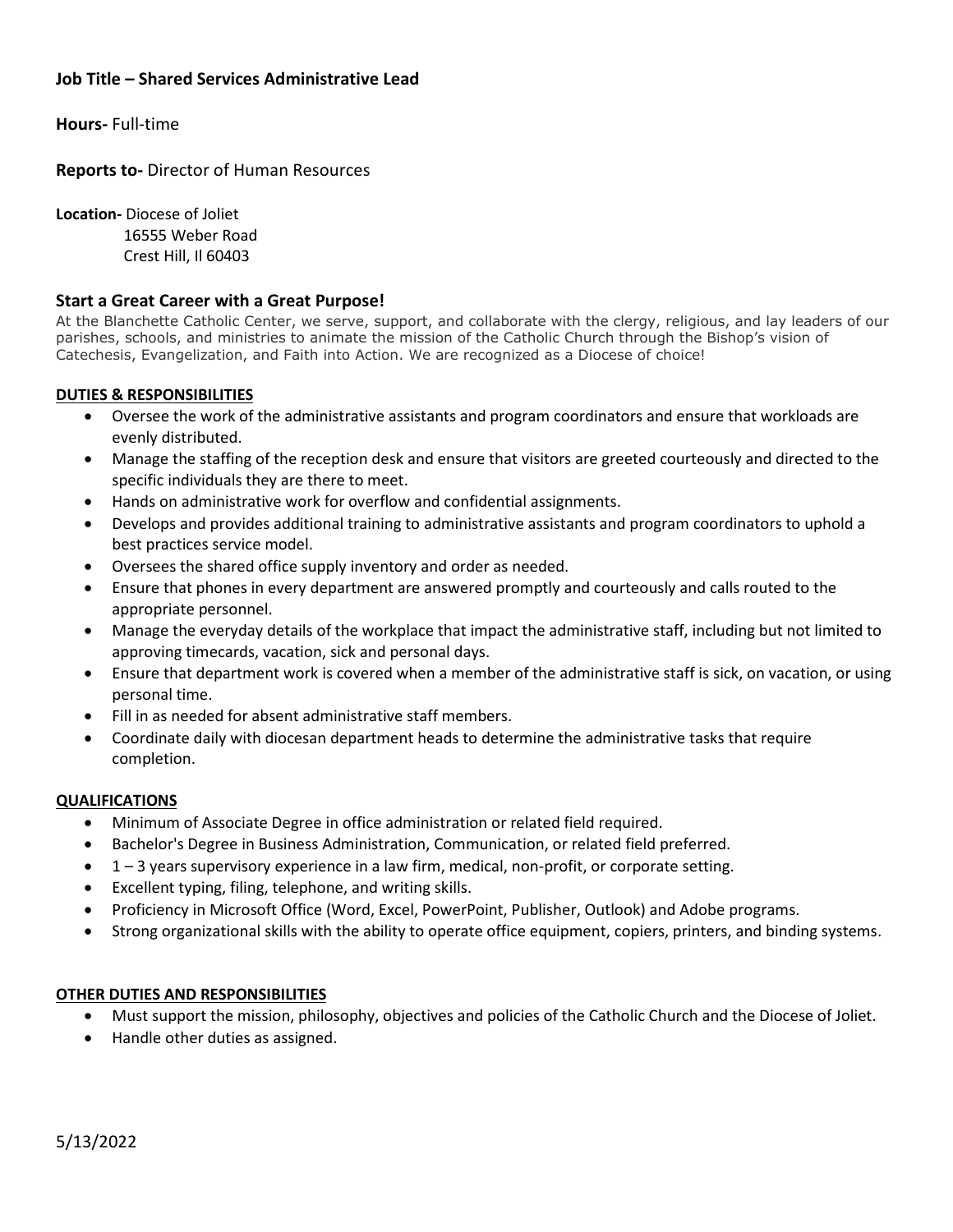**Job Title – Shared Services Administrative Lead**

**Hours-** Full-time

**Reports to-** Director of Human Resources

**Location-** Diocese of Joliet
16555 Weber Road
Crest Hill, Il 60403

## Start a Great Career with a Great Purpose!

At the Blanchette Catholic Center, we serve, support, and collaborate with the clergy, religious, and lay leaders of our parishes, schools, and ministries to animate the mission of the Catholic Church through the Bishop's vision of Catechesis, Evangelization, and Faith into Action. We are recognized as a Diocese of choice!

### DUTIES & RESPONSIBILITIES

- Oversee the work of the administrative assistants and program coordinators and ensure that workloads are evenly distributed.
- Manage the staffing of the reception desk and ensure that visitors are greeted courteously and directed to the specific individuals they are there to meet.
- Hands on administrative work for overflow and confidential assignments.
- Develops and provides additional training to administrative assistants and program coordinators to uphold a best practices service model.
- Oversees the shared office supply inventory and order as needed.
- Ensure that phones in every department are answered promptly and courteously and calls routed to the appropriate personnel.
- Manage the everyday details of the workplace that impact the administrative staff, including but not limited to approving timecards, vacation, sick and personal days.
- Ensure that department work is covered when a member of the administrative staff is sick, on vacation, or using personal time.
- Fill in as needed for absent administrative staff members.
- Coordinate daily with diocesan department heads to determine the administrative tasks that require completion.

### QUALIFICATIONS

- Minimum of Associate Degree in office administration or related field required.
- Bachelor's Degree in Business Administration, Communication, or related field preferred.
- 1 – 3 years supervisory experience in a law firm, medical, non-profit, or corporate setting.
- Excellent typing, filing, telephone, and writing skills.
- Proficiency in Microsoft Office (Word, Excel, PowerPoint, Publisher, Outlook) and Adobe programs.
- Strong organizational skills with the ability to operate office equipment, copiers, printers, and binding systems.

### OTHER DUTIES AND RESPONSIBILITIES

- Must support the mission, philosophy, objectives and policies of the Catholic Church and the Diocese of Joliet.
- Handle other duties as assigned.

5/13/2022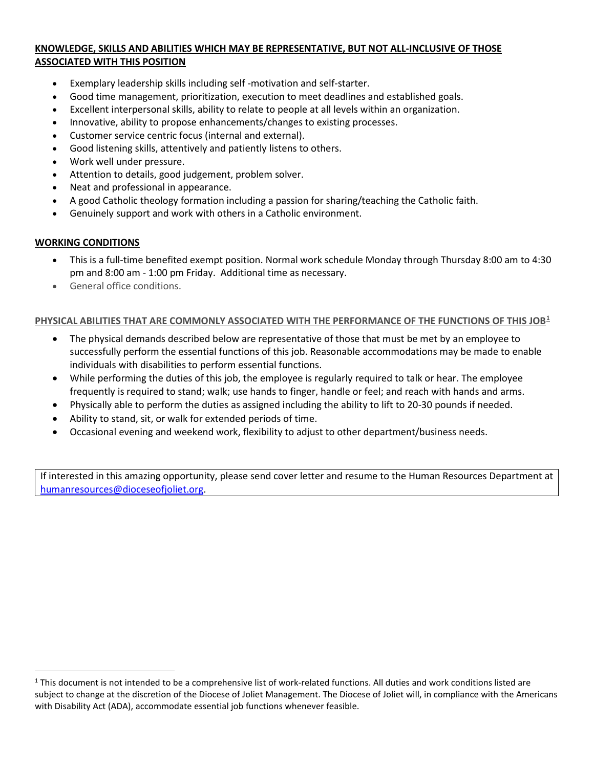**KNOWLEDGE, SKILLS AND ABILITIES WHICH MAY BE REPRESENTATIVE, BUT NOT ALL-INCLUSIVE OF THOSE ASSOCIATED WITH THIS POSITION**

- Exemplary leadership skills including self -motivation and self-starter.
- Good time management, prioritization, execution to meet deadlines and established goals.
- Excellent interpersonal skills, ability to relate to people at all levels within an organization.
- Innovative, ability to propose enhancements/changes to existing processes.
- Customer service centric focus (internal and external).
- Good listening skills, attentively and patiently listens to others.
- Work well under pressure.
- Attention to details, good judgement, problem solver.
- Neat and professional in appearance.
- A good Catholic theology formation including a passion for sharing/teaching the Catholic faith.
- Genuinely support and work with others in a Catholic environment.

**WORKING CONDITIONS**

- This is a full-time benefited exempt position. Normal work schedule Monday through Thursday 8:00 am to 4:30 pm and 8:00 am - 1:00 pm Friday. Additional time as necessary.
- General office conditions.

**PHYSICAL ABILITIES THAT ARE COMMONLY ASSOCIATED WITH THE PERFORMANCE OF THE FUNCTIONS OF THIS JOB[1]**

- The physical demands described below are representative of those that must be met by an employee to successfully perform the essential functions of this job. Reasonable accommodations may be made to enable individuals with disabilities to perform essential functions.
- While performing the duties of this job, the employee is regularly required to talk or hear. The employee frequently is required to stand; walk; use hands to finger, handle or feel; and reach with hands and arms.
- Physically able to perform the duties as assigned including the ability to lift to 20-30 pounds if needed.
- Ability to stand, sit, or walk for extended periods of time.
- Occasional evening and weekend work, flexibility to adjust to other department/business needs.

If interested in this amazing opportunity, please send cover letter and resume to the Human Resources Department at humanresources@dioceseofjoliet.org.

[1] This document is not intended to be a comprehensive list of work-related functions. All duties and work conditions listed are subject to change at the discretion of the Diocese of Joliet Management. The Diocese of Joliet will, in compliance with the Americans with Disability Act (ADA), accommodate essential job functions whenever feasible.